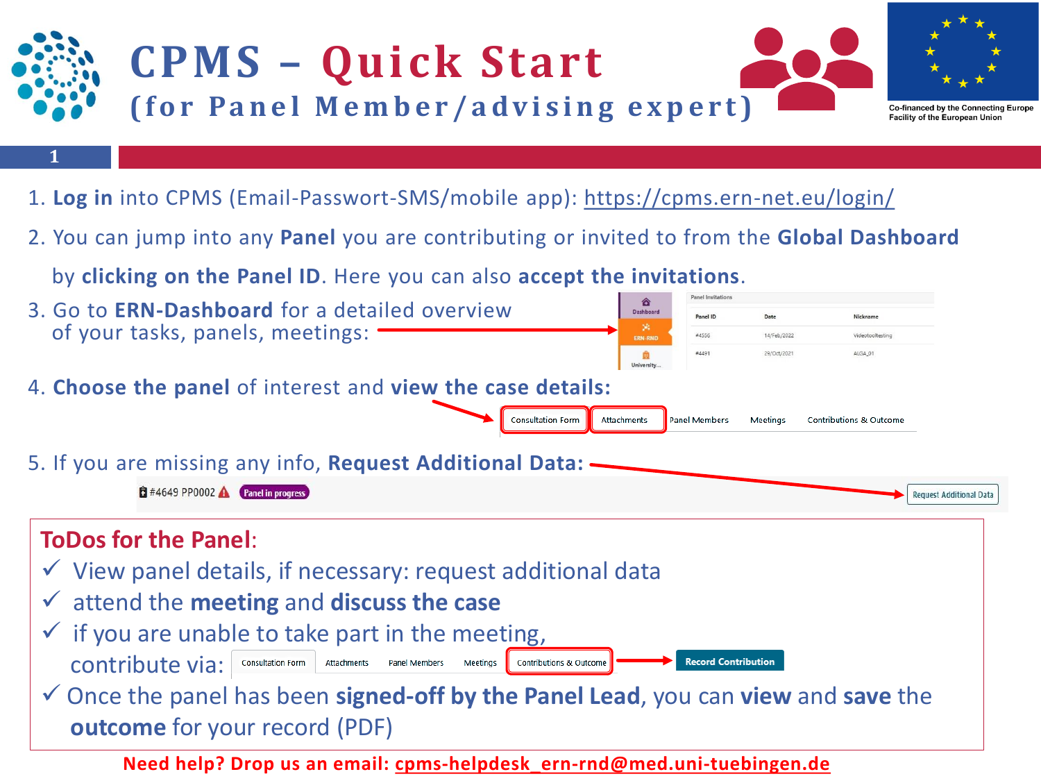# CPMS – Quick Start

## (for Panel Member/advising expert)

Co-financed by the Connecting Europe Facility of the European Union

1. **Log in** into CPMS (Email-Passwort-SMS/mobile app): https://cpms.ern-net.eu/login/
2. You can jump into any **Panel** you are contributing or invited to from the **Global Dashboard** by **clicking on the Panel ID**. Here you can also **accept the invitations**.
3. Go to **ERN-Dashboard** for a detailed overview of your tasks, panels, meetings:

   | Panel ID | Date | Nickname |
   |---|---|---|
   | #4556 | 14/Feb/2022 | Videotooltesting |
   | #4491 | 29/Oct/2021 | ALGA_01 |

4. **Choose the panel** of interest and **view the case details:** Consultation Form | Attachments | Panel Members | Meetings | Contributions & Outcome
5. If you are missing any info, **Request Additional Data:** #4649 PP0002 Panel in progress — Request Additional Data

### ToDos for the Panel:

- ✓ View panel details, if necessary: request additional data
- ✓ attend the **meeting** and **discuss the case**
- ✓ if you are unable to take part in the meeting, contribute via: Consultation Form | Attachments | Panel Members | Meetings | Contributions & Outcome → Record Contribution
- ✓ Once the panel has been **signed-off by the Panel Lead**, you can **view** and **save** the **outcome** for your record (PDF)

**Need help? Drop us an email: cpms-helpdesk_ern-rnd@med.uni-tuebingen.de**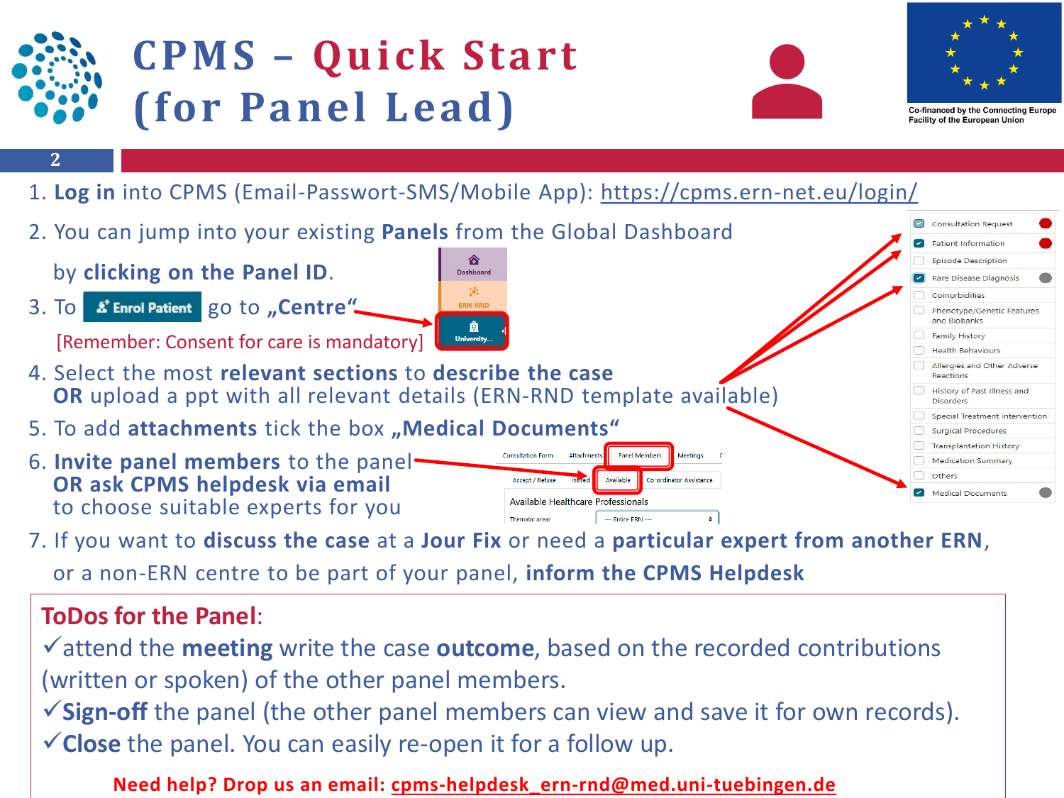# CPMS – Quick Start (for Panel Lead)

Co-financed by the Connecting Europe Facility of the European Union

1. **Log in** into CPMS (Email-Passwort-SMS/Mobile App): https://cpms.ern-net.eu/login/
2. You can jump into your existing **Panels** from the Global Dashboard by **clicking on the Panel ID.**
3. To **Enrol Patient** go to **„Centre“**

   [Remember: Consent for care is mandatory]
4. Select the most **relevant sections** to **describe the case** **OR** upload a ppt with all relevant details (ERN-RND template available)
5. To add **attachments** tick the box **„Medical Documents“**
6. **Invite panel members** to the panel **OR ask CPMS helpdesk via email** to choose suitable experts for you
7. If you want to **discuss the case** at a **Jour Fix** or need a **particular expert from another ERN**, or a non-ERN centre to be part of your panel, **inform the CPMS Helpdesk**

Dashboard
ERN-RND
University...

Consultation Form | Attachments | Panel Members | Meetings

Accept / Refuse | Invited | Available | Co-ordinator Assistance

Available Healthcare Professionals

Thematic area: --- Entire ERN ---

- Consultation Request
- Patient Information
- Episode Description
- Rare Disease Diagnosis
- Comorbidities
- Phenotype/Genetic Features and Biobanks
- Family History
- Health Behaviours
- Allergies and Other Adverse Reactions
- History of Past Illness and Disorders
- Special Treatment Intervention
- Surgical Procedures
- Transplantation History
- Medication Summary
- Others
- Medical Documents

**ToDos for the Panel**:

✓attend the **meeting** write the case **outcome**, based on the recorded contributions (written or spoken) of the other panel members.

✓**Sign-off** the panel (the other panel members can view and save it for own records).

✓**Close** the panel. You can easily re-open it for a follow up.

**Need help? Drop us an email: cpms-helpdesk_ern-rnd@med.uni-tuebingen.de**